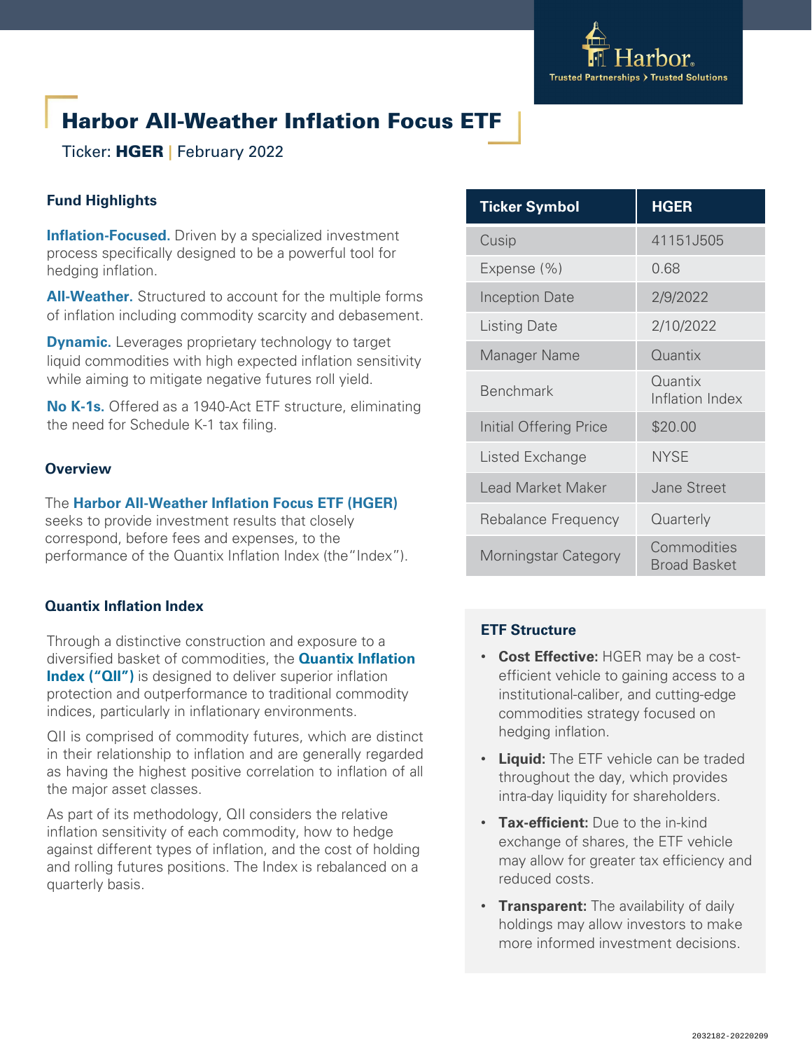# Harbor All-Weather Inflation Focus ETF

Ticker: **HGER** | February 2022

## Fund Highlights

**Inflation-Focused.** Driven by a specialized investment process specifically designed to be a powerful tool for hedging inflation.

**All-Weather.** Structured to account for the multiple forms of inflation including commodity scarcity and debasement.

**Dynamic.** Leverages proprietary technology to target liquid commodities with high expected inflation sensitivity while aiming to mitigate negative futures roll yield.

**No K-1s.** Offered as a 1940-Act ETF structure, eliminating the need for Schedule K-1 tax filing.

## Overview

The **Harbor All-Weather Inflation Focus ETF (HGER)** seeks to provide investment results that closely correspond, before fees and expenses, to the performance of the Quantix Inflation Index (the"Index").

## Quantix Inflation Index

Through a distinctive construction and exposure to a diversified basket of commodities, the **Quantix Inflation Index ("QII")** is designed to deliver superior inflation protection and outperformance to traditional commodity indices, particularly in inflationary environments.

QII is comprised of commodity futures, which are distinct in their relationship to inflation and are generally regarded as having the highest positive correlation to inflation of all the major asset classes.

As part of its methodology, QII considers the relative inflation sensitivity of each commodity, how to hedge against different types of inflation, and the cost of holding and rolling futures positions. The Index is rebalanced on a quarterly basis.

| Ticker Symbol | HGER |
|---|---|
| Cusip | 41151J505 |
| Expense (%) | 0.68 |
| Inception Date | 2/9/2022 |
| Listing Date | 2/10/2022 |
| Manager Name | Quantix |
| Benchmark | Quantix Inflation Index |
| Initial Offering Price | $20.00 |
| Listed Exchange | NYSE |
| Lead Market Maker | Jane Street |
| Rebalance Frequency | Quarterly |
| Morningstar Category | Commodities Broad Basket |

## ETF Structure

- **Cost Effective:** HGER may be a cost-efficient vehicle to gaining access to a institutional-caliber, and cutting-edge commodities strategy focused on hedging inflation.
- **Liquid:** The ETF vehicle can be traded throughout the day, which provides intra-day liquidity for shareholders.
- **Tax-efficient:** Due to the in-kind exchange of shares, the ETF vehicle may allow for greater tax efficiency and reduced costs.
- **Transparent:** The availability of daily holdings may allow investors to make more informed investment decisions.

2032182-20220209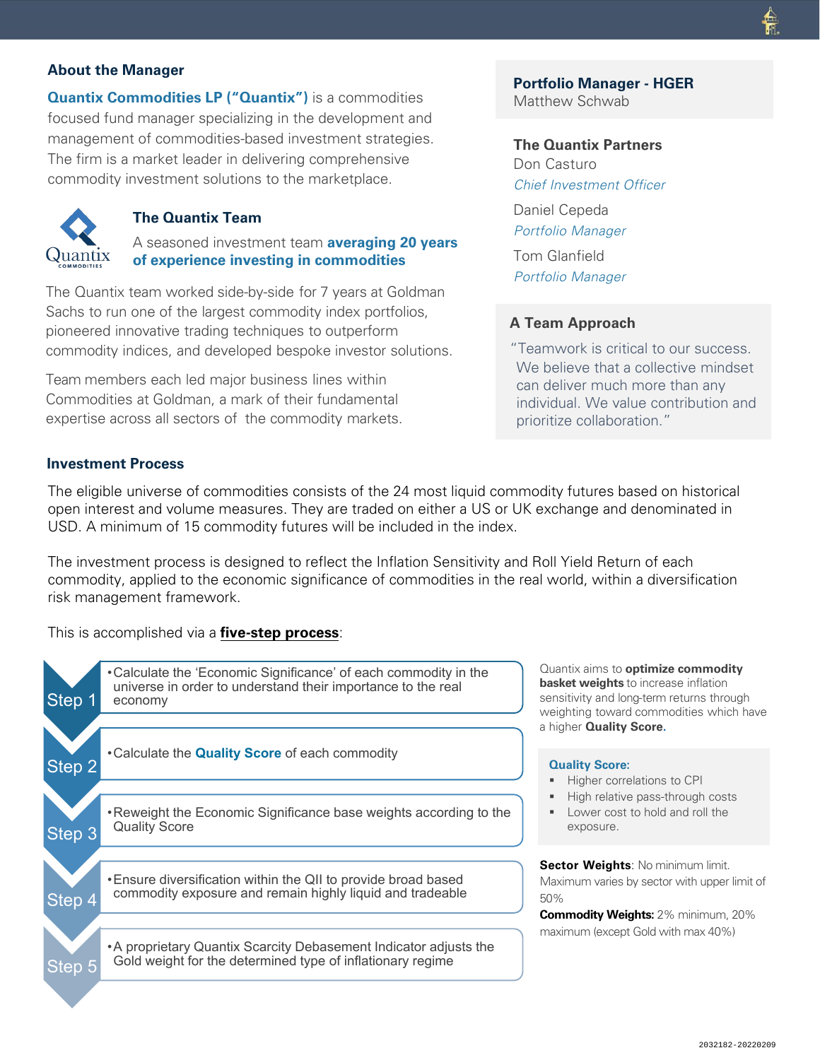## About the Manager

**Quantix Commodities LP ("Quantix")** is a commodities focused fund manager specializing in the development and management of commodities-based investment strategies. The firm is a market leader in delivering comprehensive commodity investment solutions to the marketplace.

### The Quantix Team

A seasoned investment team **averaging 20 years of experience investing in commodities**

The Quantix team worked side-by-side for 7 years at Goldman Sachs to run one of the largest commodity index portfolios, pioneered innovative trading techniques to outperform commodity indices, and developed bespoke investor solutions.

Team members each led major business lines within Commodities at Goldman, a mark of their fundamental expertise across all sectors of the commodity markets.

**Portfolio Manager - HGER**
Matthew Schwab

**The Quantix Partners**

Don Casturo
*Chief Investment Officer*

Daniel Cepeda
*Portfolio Manager*

Tom Glanfield
*Portfolio Manager*

**A Team Approach**

"Teamwork is critical to our success. We believe that a collective mindset can deliver much more than any individual. We value contribution and prioritize collaboration."

## Investment Process

The eligible universe of commodities consists of the 24 most liquid commodity futures based on historical open interest and volume measures. They are traded on either a US or UK exchange and denominated in USD. A minimum of 15 commodity futures will be included in the index.

The investment process is designed to reflect the Inflation Sensitivity and Roll Yield Return of each commodity, applied to the economic significance of commodities in the real world, within a diversification risk management framework.

This is accomplished via a **five-step process**:

- **Step 1** • Calculate the 'Economic Significance' of each commodity in the universe in order to understand their importance to the real economy
- **Step 2** • Calculate the **Quality Score** of each commodity
- **Step 3** • Reweight the Economic Significance base weights according to the Quality Score
- **Step 4** • Ensure diversification within the QII to provide broad based commodity exposure and remain highly liquid and tradeable
- **Step 5** • A proprietary Quantix Scarcity Debasement Indicator adjusts the Gold weight for the determined type of inflationary regime

Quantix aims to **optimize commodity basket weights** to increase inflation sensitivity and long-term returns through weighting toward commodities which have a higher **Quality Score.**

**Quality Score:**

- Higher correlations to CPI
- High relative pass-through costs
- Lower cost to hold and roll the exposure.

**Sector Weights**: No minimum limit. Maximum varies by sector with upper limit of 50%

**Commodity Weights:** 2% minimum, 20% maximum (except Gold with max 40%)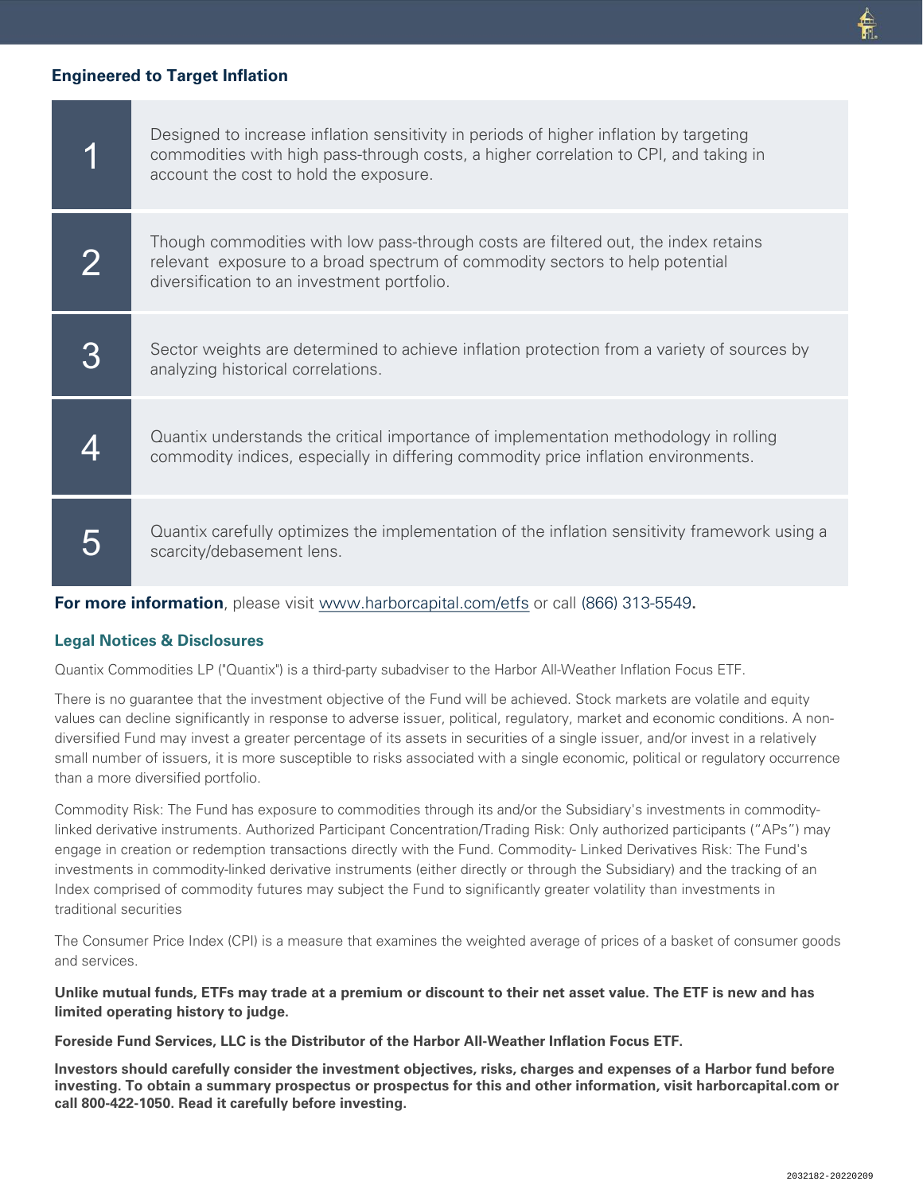### Engineered to Target Inflation

| | |
|---|---|
| 1 | Designed to increase inflation sensitivity in periods of higher inflation by targeting commodities with high pass-through costs, a higher correlation to CPI, and taking in account the cost to hold the exposure. |
| 2 | Though commodities with low pass-through costs are filtered out, the index retains relevant exposure to a broad spectrum of commodity sectors to help potential diversification to an investment portfolio. |
| 3 | Sector weights are determined to achieve inflation protection from a variety of sources by analyzing historical correlations. |
| 4 | Quantix understands the critical importance of implementation methodology in rolling commodity indices, especially in differing commodity price inflation environments. |
| 5 | Quantix carefully optimizes the implementation of the inflation sensitivity framework using a scarcity/debasement lens. |

**For more information**, please visit www.harborcapital.com/etfs or call (866) 313-5549**.**

### Legal Notices & Disclosures

Quantix Commodities LP ("Quantix") is a third-party subadviser to the Harbor All-Weather Inflation Focus ETF.

There is no guarantee that the investment objective of the Fund will be achieved. Stock markets are volatile and equity values can decline significantly in response to adverse issuer, political, regulatory, market and economic conditions. A non-diversified Fund may invest a greater percentage of its assets in securities of a single issuer, and/or invest in a relatively small number of issuers, it is more susceptible to risks associated with a single economic, political or regulatory occurrence than a more diversified portfolio.

Commodity Risk: The Fund has exposure to commodities through its and/or the Subsidiary's investments in commodity-linked derivative instruments. Authorized Participant Concentration/Trading Risk: Only authorized participants ("APs") may engage in creation or redemption transactions directly with the Fund. Commodity- Linked Derivatives Risk: The Fund's investments in commodity-linked derivative instruments (either directly or through the Subsidiary) and the tracking of an Index comprised of commodity futures may subject the Fund to significantly greater volatility than investments in traditional securities

The Consumer Price Index (CPI) is a measure that examines the weighted average of prices of a basket of consumer goods and services.

**Unlike mutual funds, ETFs may trade at a premium or discount to their net asset value. The ETF is new and has limited operating history to judge.**

**Foreside Fund Services, LLC is the Distributor of the Harbor All-Weather Inflation Focus ETF.**

**Investors should carefully consider the investment objectives, risks, charges and expenses of a Harbor fund before investing. To obtain a summary prospectus or prospectus for this and other information, visit harborcapital.com or call 800-422-1050. Read it carefully before investing.**

2032182-20220209